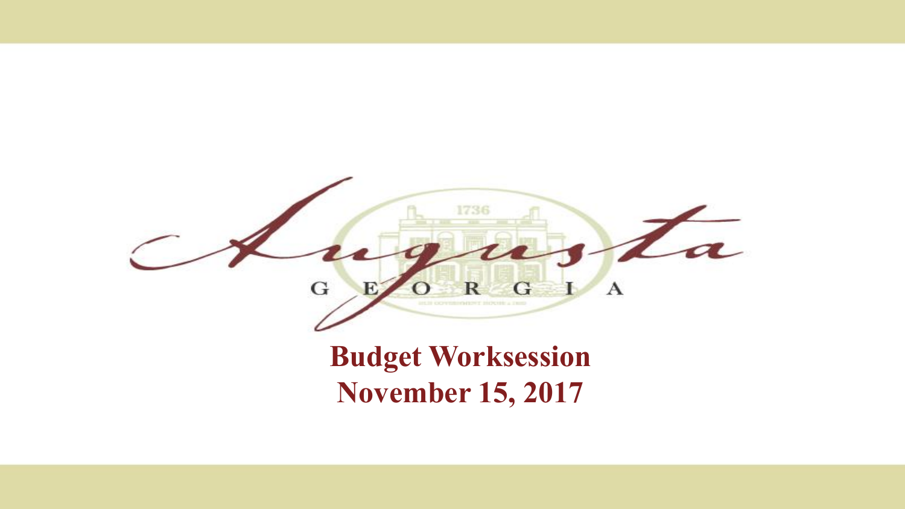Augusta

GEORGIA

# Budget Worksession
# November 15, 2017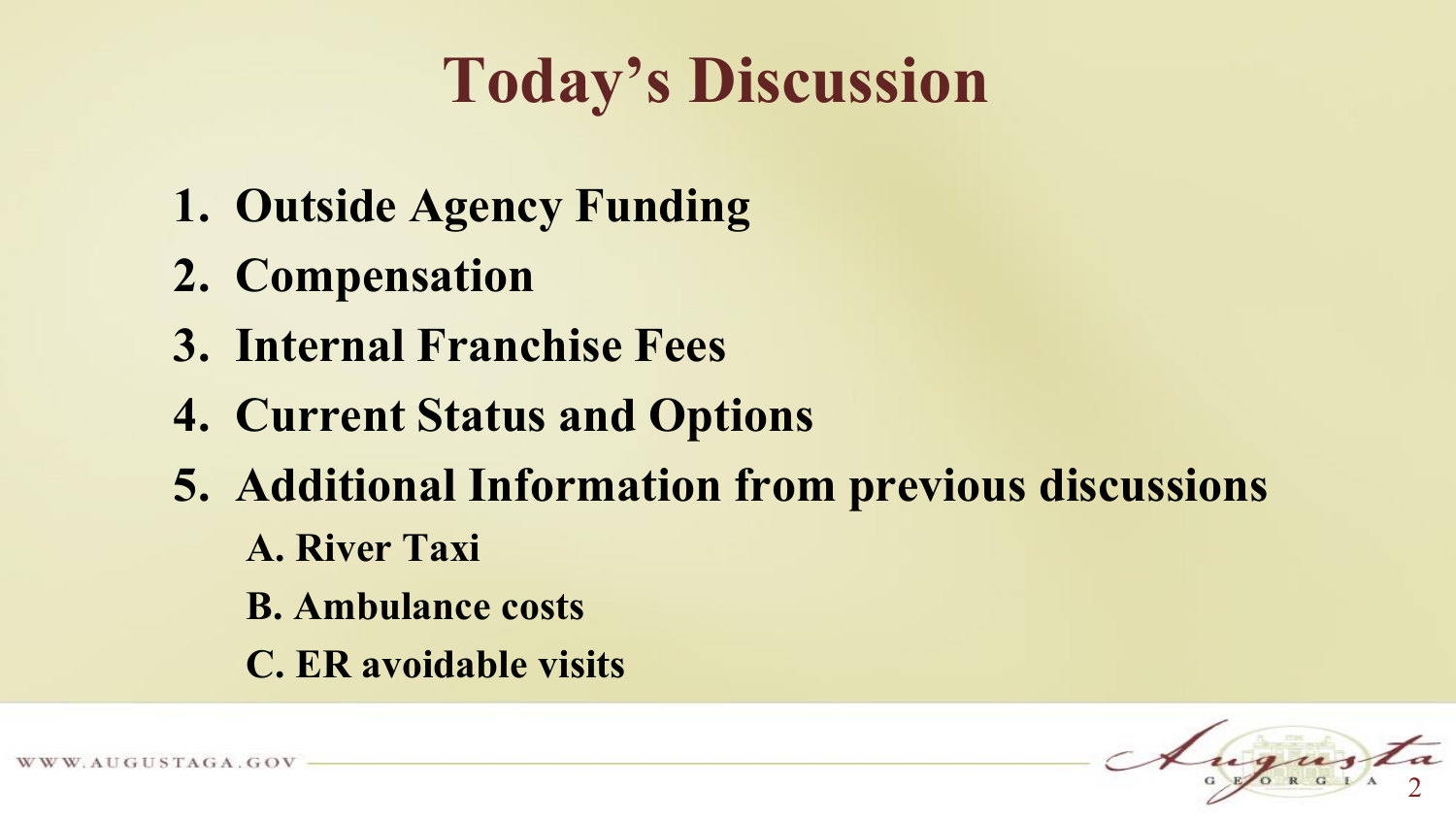# Today's Discussion

1. **Outside Agency Funding**
2. **Compensation**
3. **Internal Franchise Fees**
4. **Current Status and Options**
5. **Additional Information from previous discussions**
   - **A. River Taxi**
   - **B. Ambulance costs**
   - **C. ER avoidable visits**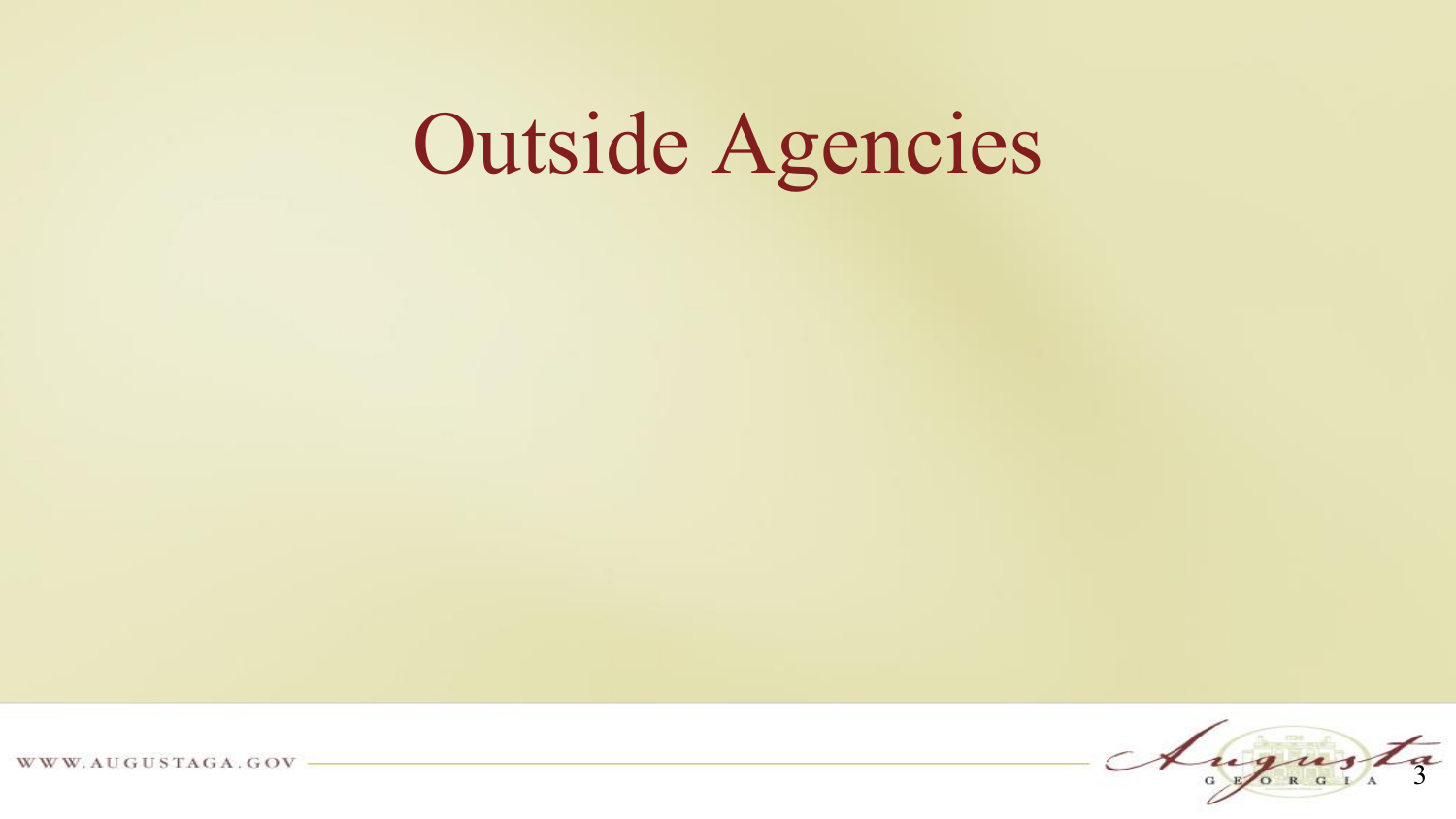# Outside Agencies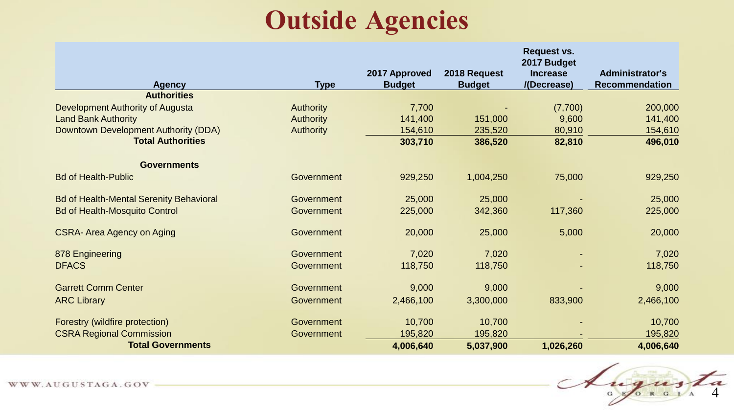# Outside Agencies

| Agency | Type | 2017 Approved Budget | 2018 Request Budget | Request vs. 2017 Budget Increase /(Decrease) | Administrator's Recommendation |
|---|---|---|---|---|---|
| **Authorities** | | | | | |
| Development Authority of Augusta | Authority | 7,700 | - | (7,700) | 200,000 |
| Land Bank Authority | Authority | 141,400 | 151,000 | 9,600 | 141,400 |
| Downtown Development Authority (DDA) | Authority | 154,610 | 235,520 | 80,910 | 154,610 |
| **Total Authorities** | | **303,710** | **386,520** | **82,810** | **496,010** |
| | | | | | |
| **Governments** | | | | | |
| Bd of Health-Public | Government | 929,250 | 1,004,250 | 75,000 | 929,250 |
| Bd of Health-Mental Serenity Behavioral | Government | 25,000 | 25,000 | - | 25,000 |
| Bd of Health-Mosquito Control | Government | 225,000 | 342,360 | 117,360 | 225,000 |
| CSRA- Area Agency on Aging | Government | 20,000 | 25,000 | 5,000 | 20,000 |
| 878 Engineering | Government | 7,020 | 7,020 | - | 7,020 |
| DFACS | Government | 118,750 | 118,750 | - | 118,750 |
| Garrett Comm Center | Government | 9,000 | 9,000 | - | 9,000 |
| ARC Library | Government | 2,466,100 | 3,300,000 | 833,900 | 2,466,100 |
| Forestry (wildfire protection) | Government | 10,700 | 10,700 | - | 10,700 |
| CSRA Regional Commission | Government | 195,820 | 195,820 | - | 195,820 |
| **Total Governments** | | **4,006,640** | **5,037,900** | **1,026,260** | **4,006,640** |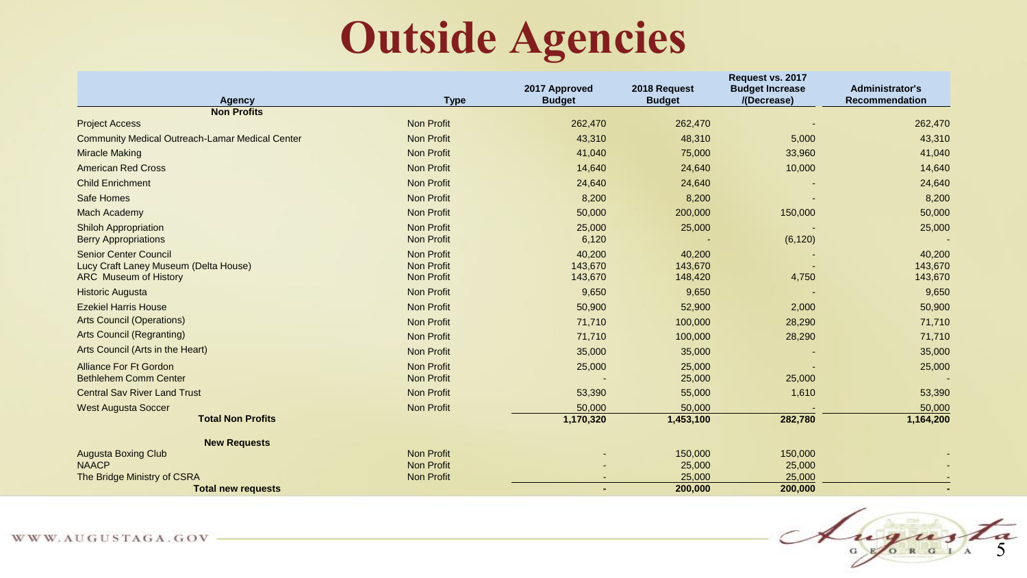# Outside Agencies

| Agency | Type | 2017 Approved Budget | 2018 Request Budget | Request vs. 2017 Budget Increase /(Decrease) | Administrator's Recommendation |
|---|---|---|---|---|---|
| **Non Profits** | | | | | |
| Project Access | Non Profit | 262,470 | 262,470 | - | 262,470 |
| Community Medical Outreach-Lamar Medical Center | Non Profit | 43,310 | 48,310 | 5,000 | 43,310 |
| Miracle Making | Non Profit | 41,040 | 75,000 | 33,960 | 41,040 |
| American Red Cross | Non Profit | 14,640 | 24,640 | 10,000 | 14,640 |
| Child Enrichment | Non Profit | 24,640 | 24,640 | - | 24,640 |
| Safe Homes | Non Profit | 8,200 | 8,200 | - | 8,200 |
| Mach Academy | Non Profit | 50,000 | 200,000 | 150,000 | 50,000 |
| Shiloh Appropriation | Non Profit | 25,000 | 25,000 | - | 25,000 |
| Berry Appropriations | Non Profit | 6,120 | - | (6,120) | - |
| Senior Center Council | Non Profit | 40,200 | 40,200 | - | 40,200 |
| Lucy Craft Laney Museum (Delta House) | Non Profit | 143,670 | 143,670 | - | 143,670 |
| ARC Museum of History | Non Profit | 143,670 | 148,420 | 4,750 | 143,670 |
| Historic Augusta | Non Profit | 9,650 | 9,650 | - | 9,650 |
| Ezekiel Harris House | Non Profit | 50,900 | 52,900 | 2,000 | 50,900 |
| Arts Council (Operations) | Non Profit | 71,710 | 100,000 | 28,290 | 71,710 |
| Arts Council (Regranting) | Non Profit | 71,710 | 100,000 | 28,290 | 71,710 |
| Arts Council (Arts in the Heart) | Non Profit | 35,000 | 35,000 | - | 35,000 |
| Alliance For Ft Gordon | Non Profit | 25,000 | 25,000 | - | 25,000 |
| Bethlehem Comm Center | Non Profit | - | 25,000 | 25,000 | - |
| Central Sav River Land Trust | Non Profit | 53,390 | 55,000 | 1,610 | 53,390 |
| West Augusta Soccer | Non Profit | 50,000 | 50,000 | - | 50,000 |
| **Total Non Profits** | | **1,170,320** | **1,453,100** | **282,780** | **1,164,200** |
| **New Requests** | | | | | |
| Augusta Boxing Club | Non Profit | - | 150,000 | 150,000 | - |
| NAACP | Non Profit | - | 25,000 | 25,000 | - |
| The Bridge Ministry of CSRA | Non Profit | - | 25,000 | 25,000 | - |
| **Total new requests** | | **-** | **200,000** | **200,000** | **-** |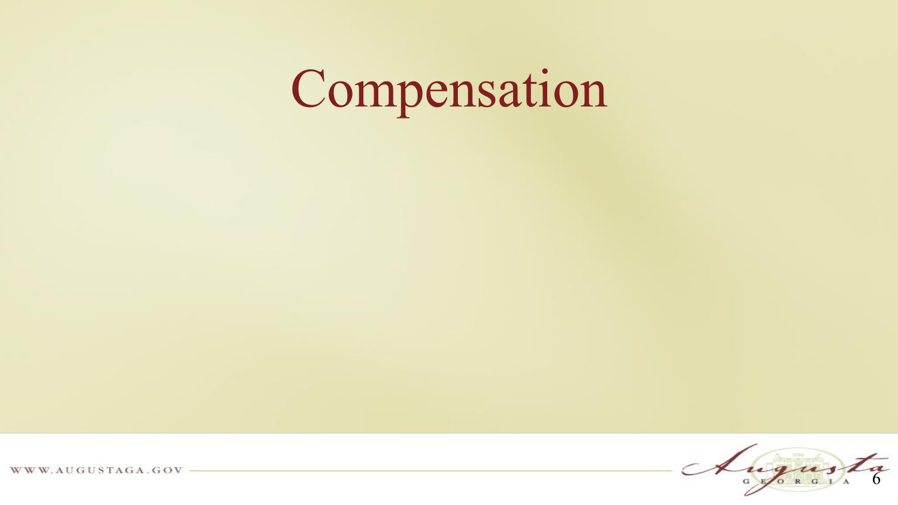# Compensation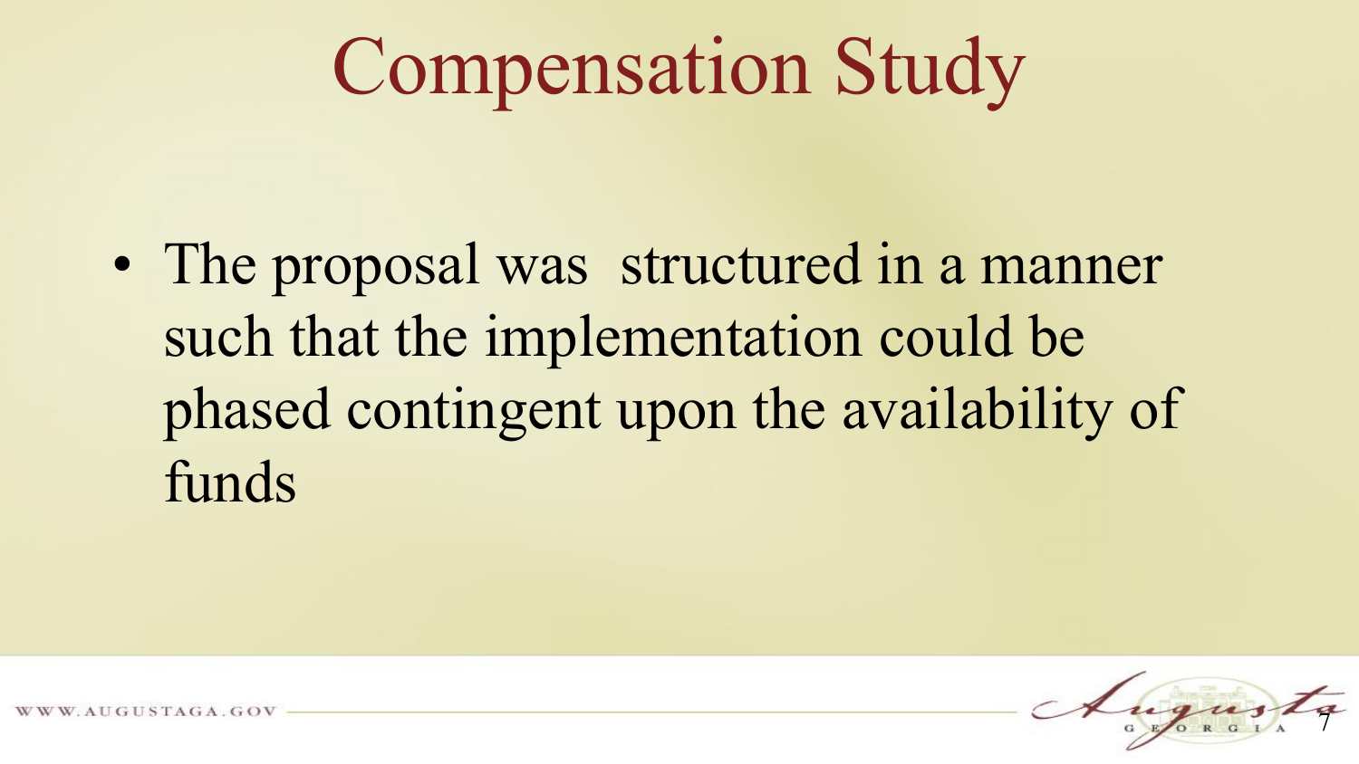# Compensation Study

- The proposal was structured in a manner such that the implementation could be phased contingent upon the availability of funds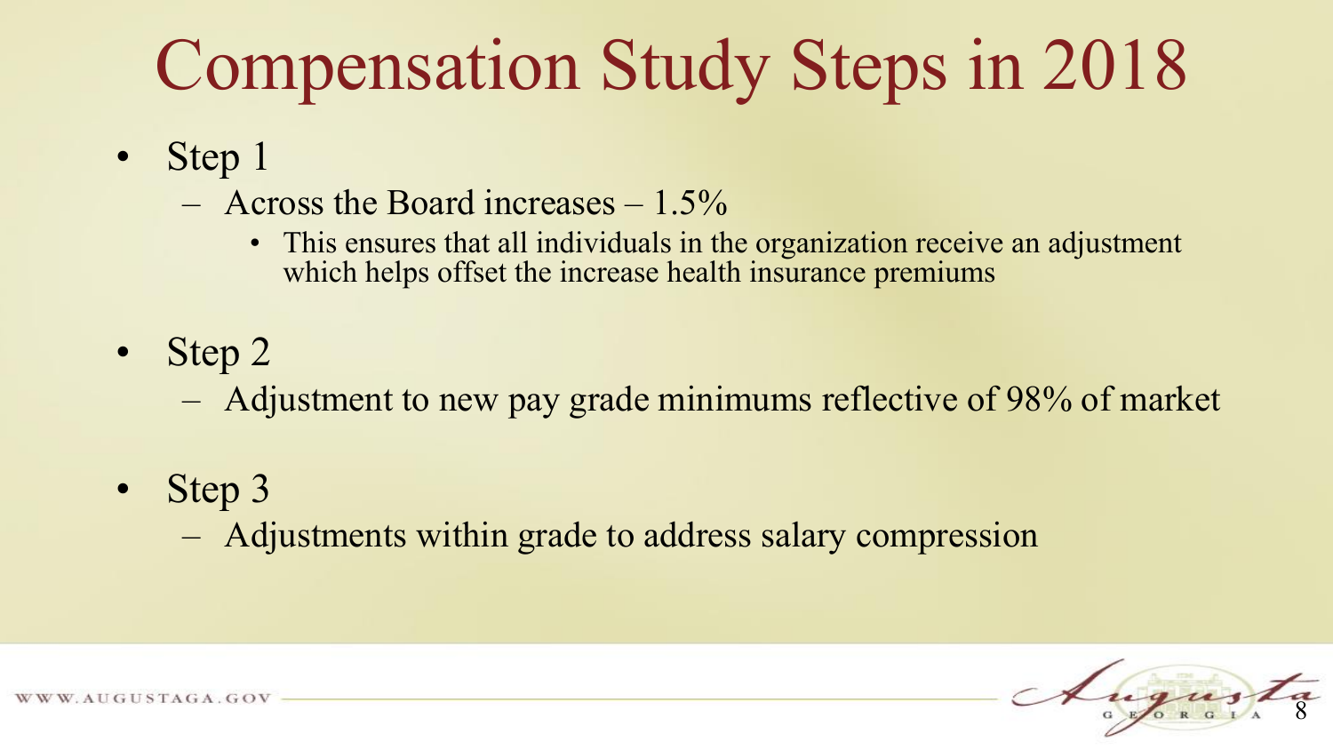# Compensation Study Steps in 2018

- Step 1
  - Across the Board increases – 1.5%
    - This ensures that all individuals in the organization receive an adjustment which helps offset the increase health insurance premiums
- Step 2
  - Adjustment to new pay grade minimums reflective of 98% of market
- Step 3
  - Adjustments within grade to address salary compression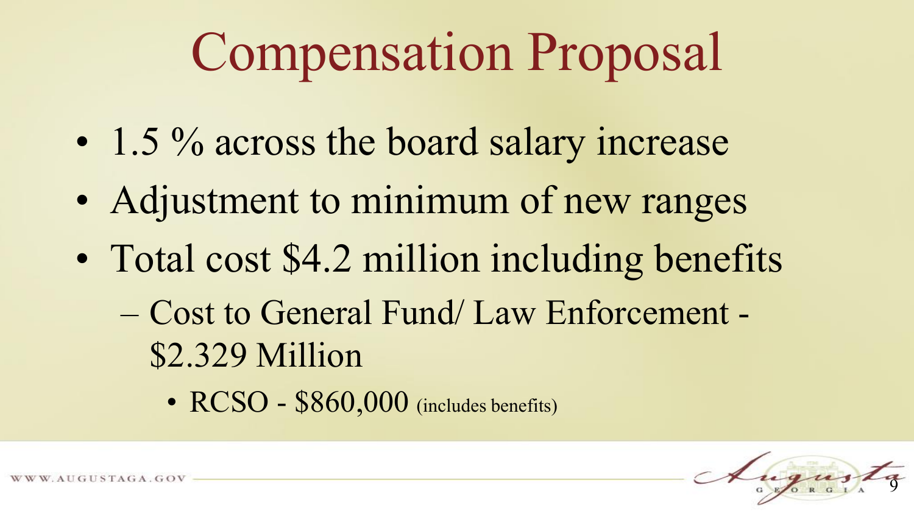# Compensation Proposal

- 1.5 % across the board salary increase
- Adjustment to minimum of new ranges
- Total cost $4.2 million including benefits
  - Cost to General Fund/ Law Enforcement - $2.329 Million
    - RCSO - $860,000 (includes benefits)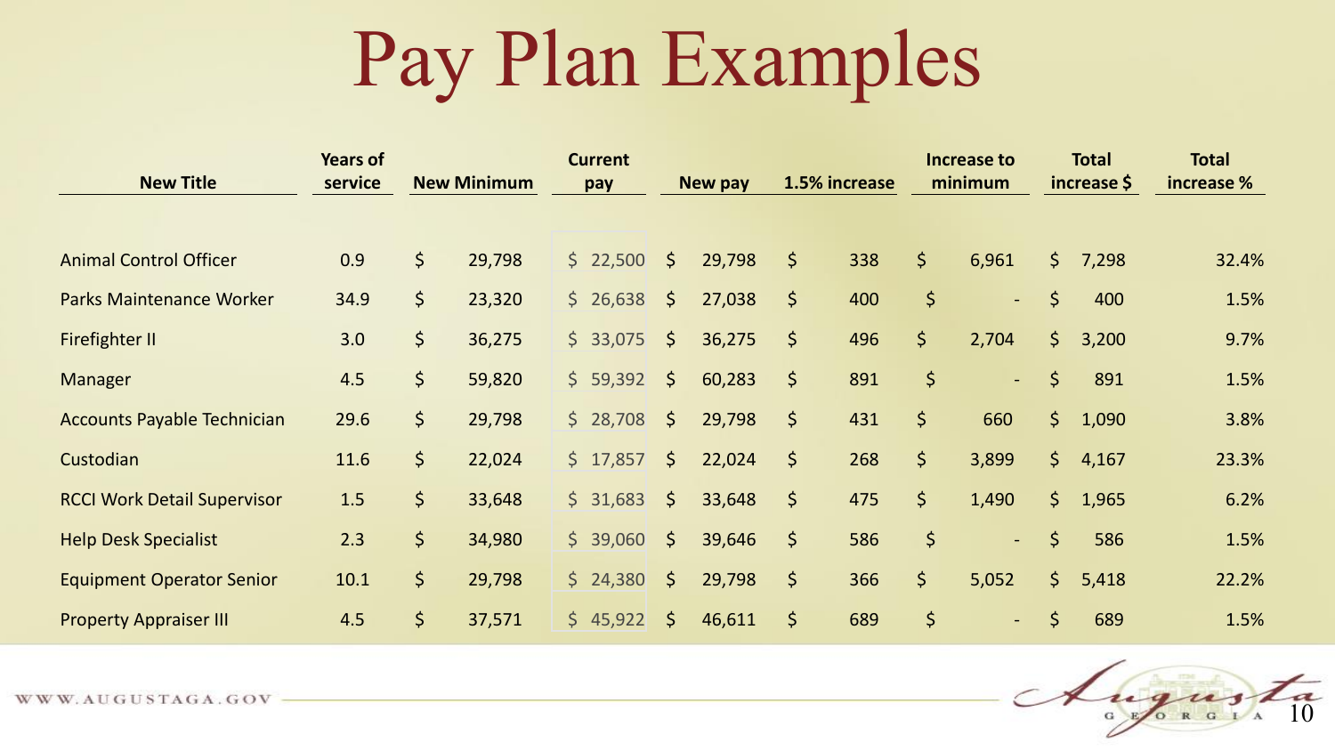# Pay Plan Examples

| New Title | Years of service | New Minimum | Current pay | New pay | 1.5% increase | Increase to minimum | Total increase $ | Total increase % |
|---|---|---|---|---|---|---|---|---|
| Animal Control Officer | 0.9 | $ 29,798 | $ 22,500 | $ 29,798 | $ 338 | $ 6,961 | $ 7,298 | 32.4% |
| Parks Maintenance Worker | 34.9 | $ 23,320 | $ 26,638 | $ 27,038 | $ 400 | $ - | $ 400 | 1.5% |
| Firefighter II | 3.0 | $ 36,275 | $ 33,075 | $ 36,275 | $ 496 | $ 2,704 | $ 3,200 | 9.7% |
| Manager | 4.5 | $ 59,820 | $ 59,392 | $ 60,283 | $ 891 | $ - | $ 891 | 1.5% |
| Accounts Payable Technician | 29.6 | $ 29,798 | $ 28,708 | $ 29,798 | $ 431 | $ 660 | $ 1,090 | 3.8% |
| Custodian | 11.6 | $ 22,024 | $ 17,857 | $ 22,024 | $ 268 | $ 3,899 | $ 4,167 | 23.3% |
| RCCI Work Detail Supervisor | 1.5 | $ 33,648 | $ 31,683 | $ 33,648 | $ 475 | $ 1,490 | $ 1,965 | 6.2% |
| Help Desk Specialist | 2.3 | $ 34,980 | $ 39,060 | $ 39,646 | $ 586 | $ - | $ 586 | 1.5% |
| Equipment Operator Senior | 10.1 | $ 29,798 | $ 24,380 | $ 29,798 | $ 366 | $ 5,052 | $ 5,418 | 22.2% |
| Property Appraiser III | 4.5 | $ 37,571 | $ 45,922 | $ 46,611 | $ 689 | $ - | $ 689 | 1.5% |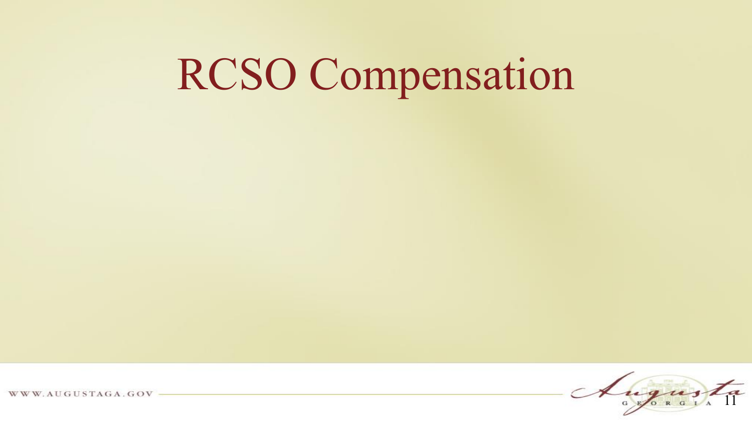# RCSO Compensation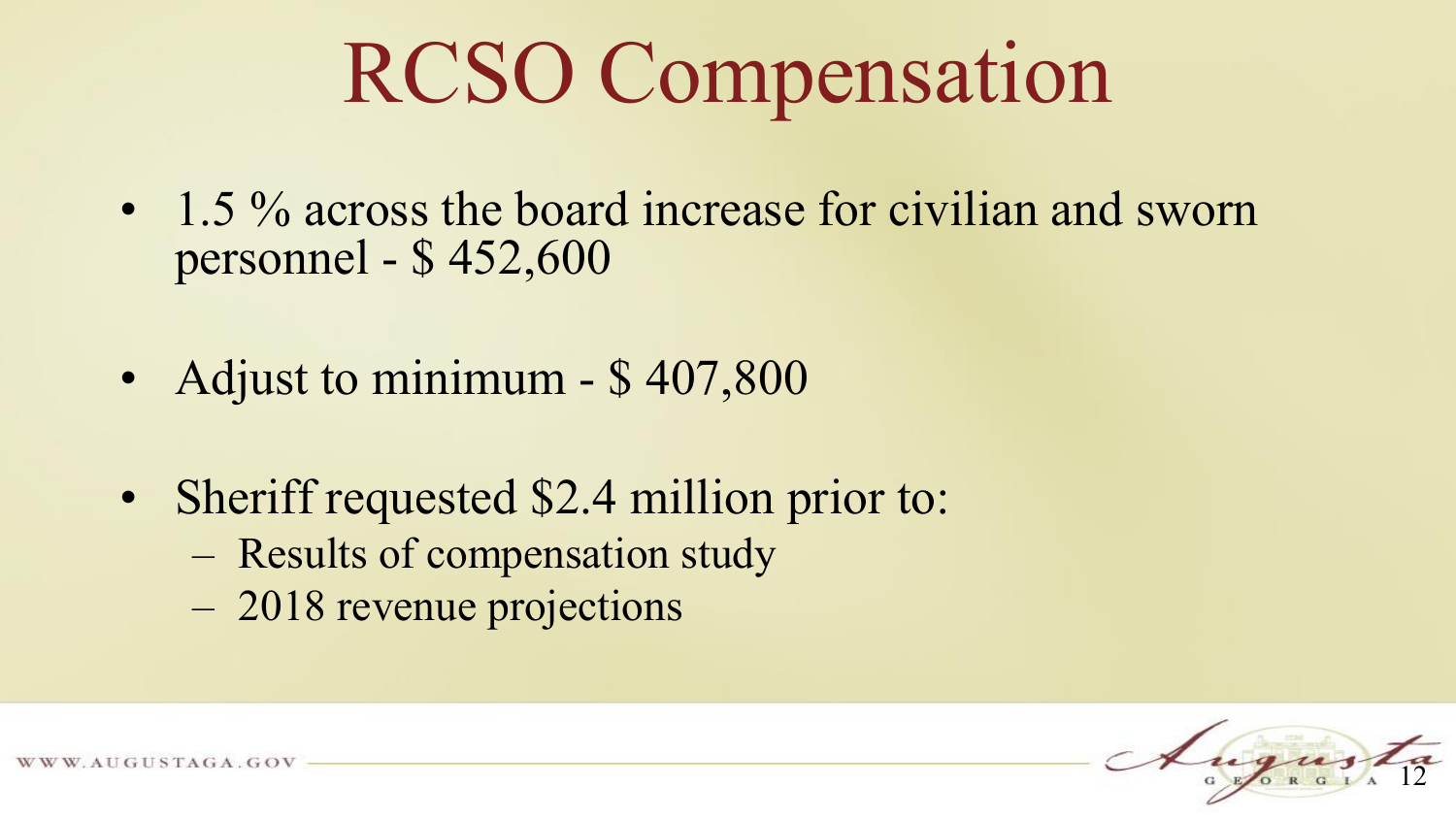# RCSO Compensation

- 1.5 % across the board increase for civilian and sworn personnel - $ 452,600
- Adjust to minimum - $ 407,800
- Sheriff requested $2.4 million prior to:
  - Results of compensation study
  - 2018 revenue projections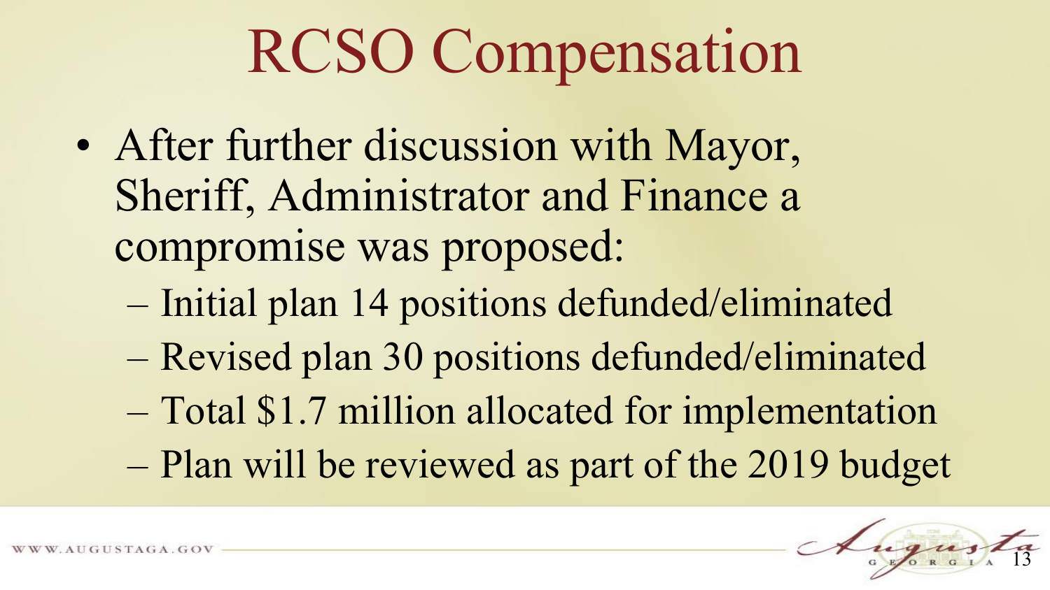# RCSO Compensation

- After further discussion with Mayor, Sheriff, Administrator and Finance a compromise was proposed:
  - Initial plan 14 positions defunded/eliminated
  - Revised plan 30 positions defunded/eliminated
  - Total $1.7 million allocated for implementation
  - Plan will be reviewed as part of the 2019 budget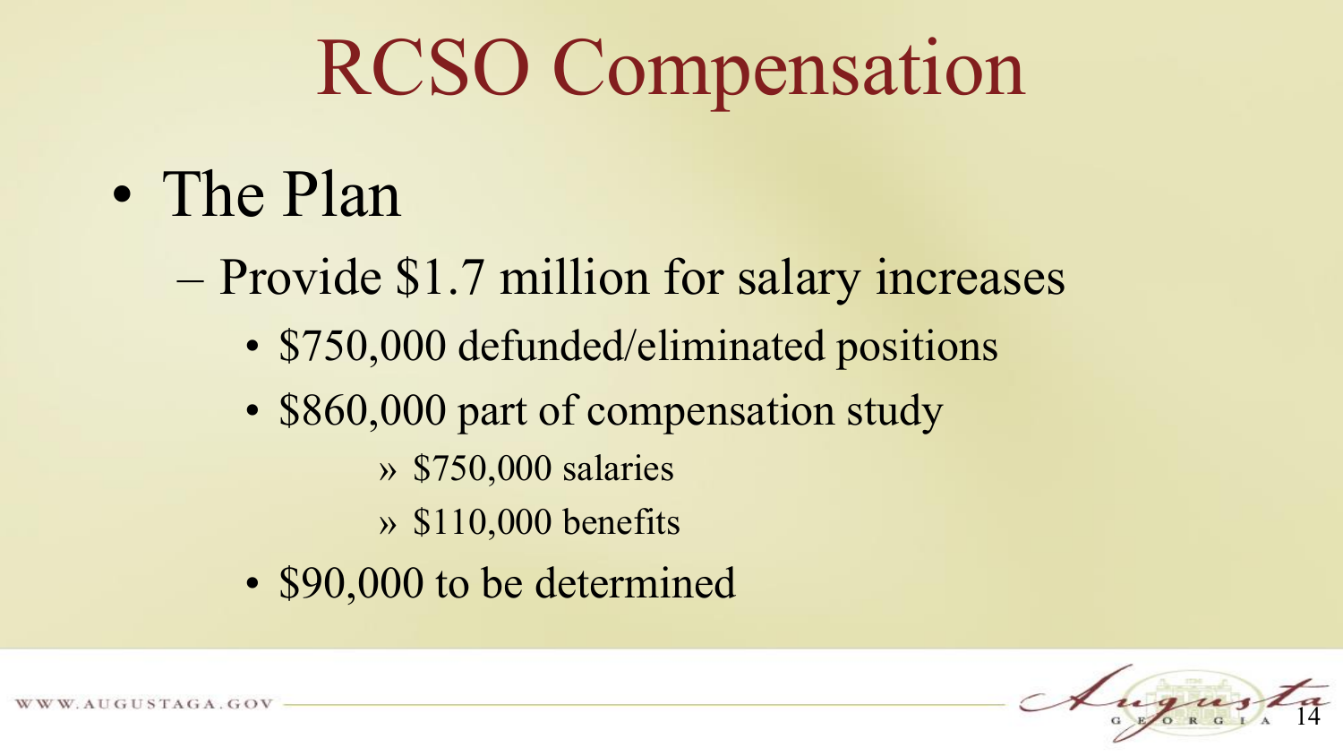# RCSO Compensation

- The Plan
  - Provide $1.7 million for salary increases
    - $750,000 defunded/eliminated positions
    - $860,000 part of compensation study
      - » $750,000 salaries
      - » $110,000 benefits
    - $90,000 to be determined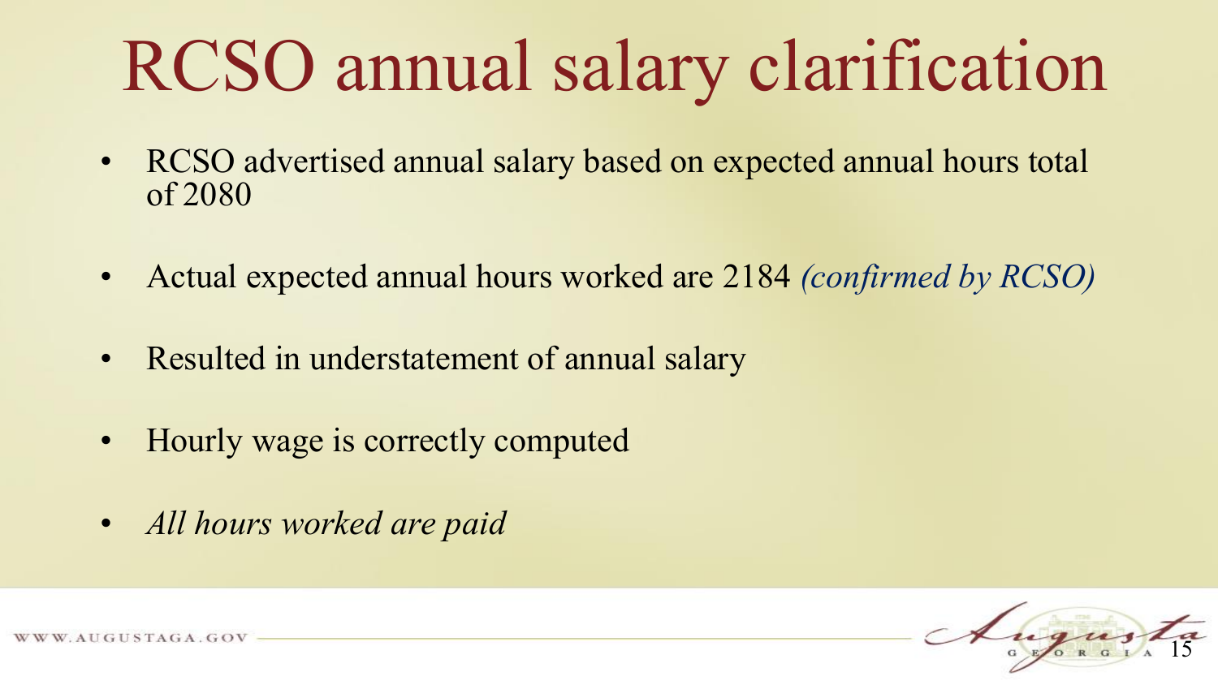# RCSO annual salary clarification

- RCSO advertised annual salary based on expected annual hours total of 2080
- Actual expected annual hours worked are 2184 *(confirmed by RCSO)*
- Resulted in understatement of annual salary
- Hourly wage is correctly computed
- *All hours worked are paid*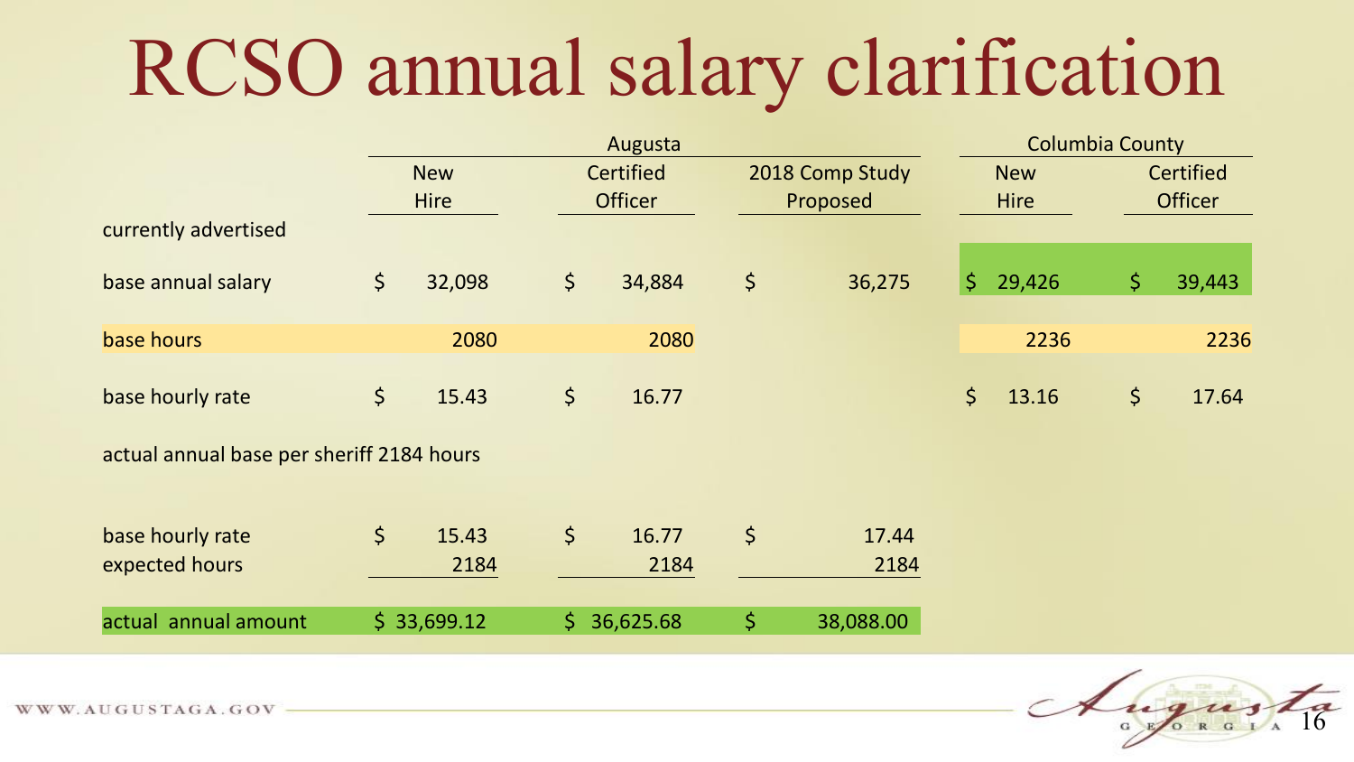# RCSO annual salary clarification

| | Augusta | | | Columbia County | |
|---|---|---|---|---|---|
| | New Hire | Certified Officer | 2018 Comp Study Proposed | New Hire | Certified Officer |
| currently advertised | | | | | |
| base annual salary | $ 32,098 | $ 34,884 | $ 36,275 | $ 29,426 | $ 39,443 |
| base hours | 2080 | 2080 | | 2236 | 2236 |
| base hourly rate | $ 15.43 | $ 16.77 | | $ 13.16 | $ 17.64 |
| actual annual base per sheriff 2184 hours | | | | | |
| base hourly rate | $ 15.43 | $ 16.77 | $ 17.44 | | |
| expected hours | 2184 | 2184 | 2184 | | |
| actual annual amount | $ 33,699.12 | $ 36,625.68 | $ 38,088.00 | | |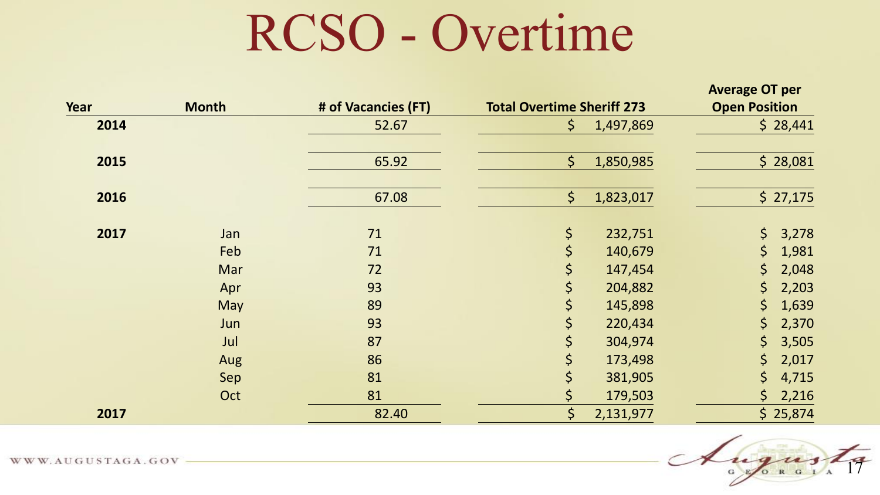# RCSO - Overtime

| Year | Month | # of Vacancies (FT) | Total Overtime Sheriff 273 | Average OT per Open Position |
|---|---|---|---|---|
| 2014 | | 52.67 | $ 1,497,869 | $ 28,441 |
| 2015 | | 65.92 | $ 1,850,985 | $ 28,081 |
| 2016 | | 67.08 | $ 1,823,017 | $ 27,175 |
| 2017 | Jan | 71 | $ 232,751 | $ 3,278 |
| | Feb | 71 | $ 140,679 | $ 1,981 |
| | Mar | 72 | $ 147,454 | $ 2,048 |
| | Apr | 93 | $ 204,882 | $ 2,203 |
| | May | 89 | $ 145,898 | $ 1,639 |
| | Jun | 93 | $ 220,434 | $ 2,370 |
| | Jul | 87 | $ 304,974 | $ 3,505 |
| | Aug | 86 | $ 173,498 | $ 2,017 |
| | Sep | 81 | $ 381,905 | $ 4,715 |
| | Oct | 81 | $ 179,503 | $ 2,216 |
| 2017 | | 82.40 | $ 2,131,977 | $ 25,874 |

WWW.AUGUSTAGA.GOV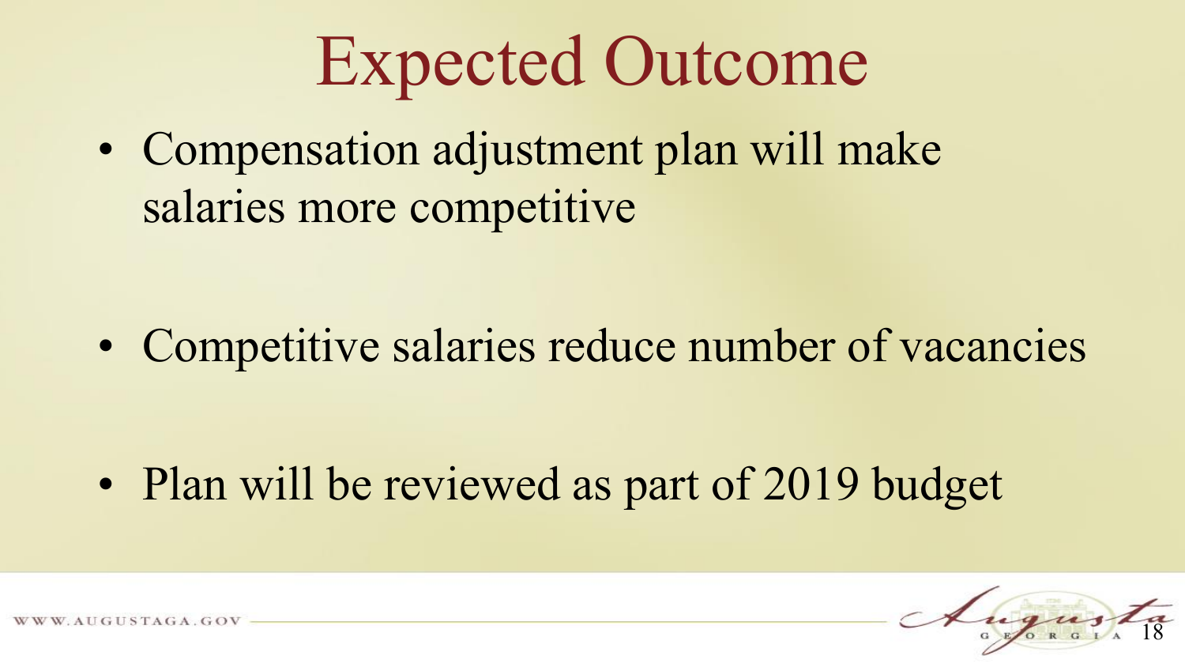# Expected Outcome

- Compensation adjustment plan will make salaries more competitive
- Competitive salaries reduce number of vacancies
- Plan will be reviewed as part of 2019 budget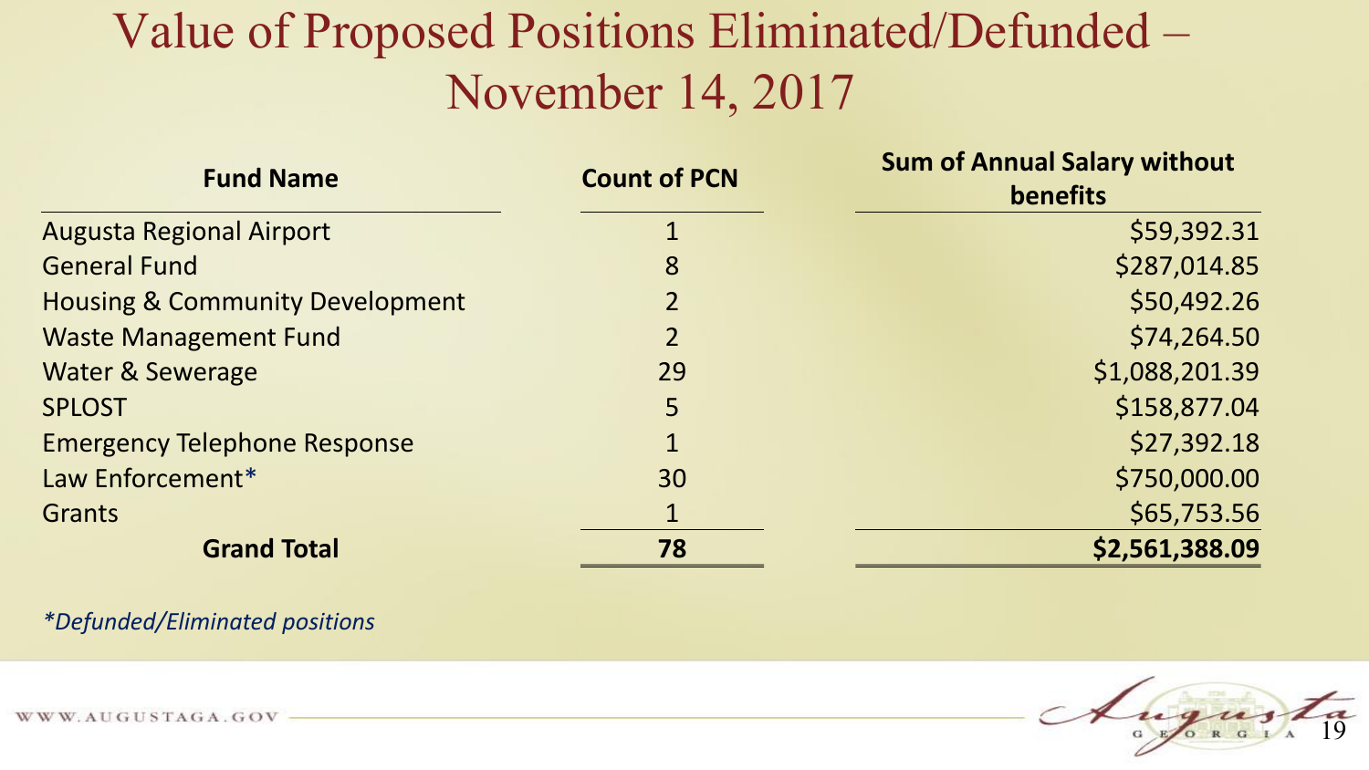# Value of Proposed Positions Eliminated/Defunded – November 14, 2017

| Fund Name | Count of PCN | Sum of Annual Salary without benefits |
|---|---|---|
| Augusta Regional Airport | 1 | $59,392.31 |
| General Fund | 8 | $287,014.85 |
| Housing & Community Development | 2 | $50,492.26 |
| Waste Management Fund | 2 | $74,264.50 |
| Water & Sewerage | 29 | $1,088,201.39 |
| SPLOST | 5 | $158,877.04 |
| Emergency Telephone Response | 1 | $27,392.18 |
| Law Enforcement* | 30 | $750,000.00 |
| Grants | 1 | $65,753.56 |
| **Grand Total** | **78** | **$2,561,388.09** |

*\*Defunded/Eliminated positions*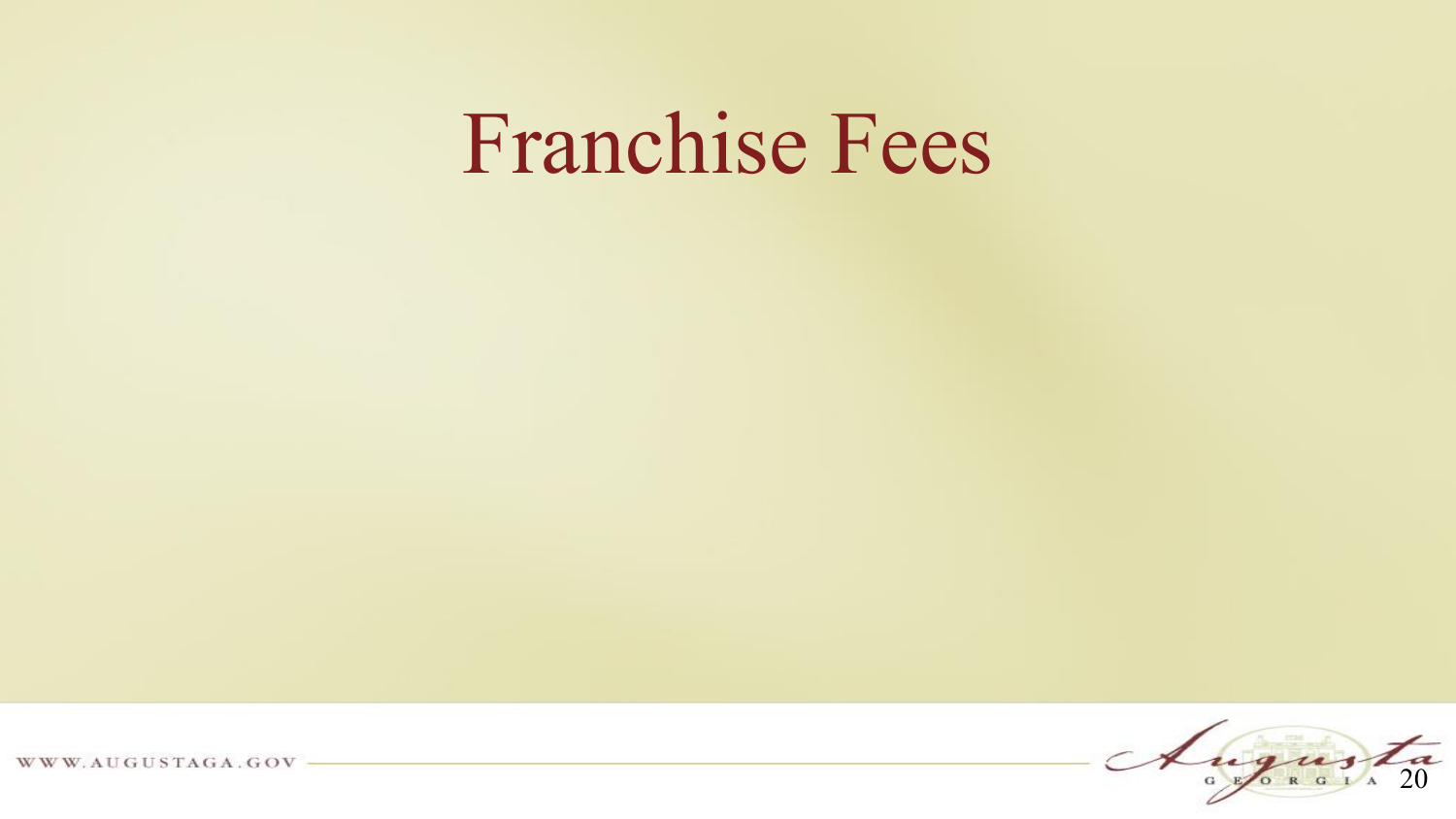# Franchise Fees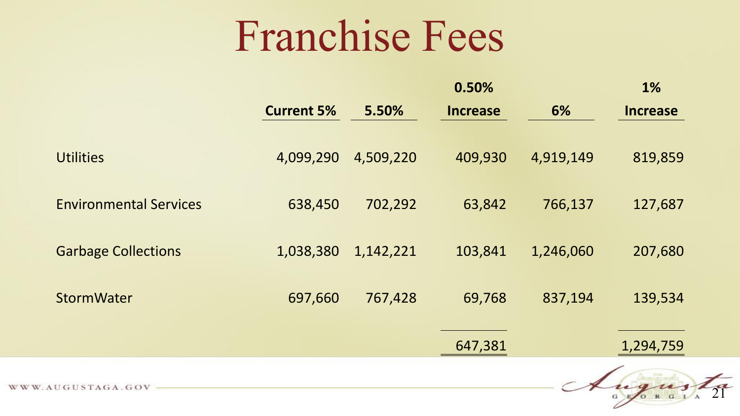# Franchise Fees

| | Current 5% | 5.50% | 0.50% Increase | 6% | 1% Increase |
|---|---|---|---|---|---|
| Utilities | 4,099,290 | 4,509,220 | 409,930 | 4,919,149 | 819,859 |
| Environmental Services | 638,450 | 702,292 | 63,842 | 766,137 | 127,687 |
| Garbage Collections | 1,038,380 | 1,142,221 | 103,841 | 1,246,060 | 207,680 |
| StormWater | 697,660 | 767,428 | 69,768 | 837,194 | 139,534 |
| | | | 647,381 | | 1,294,759 |

WWW.AUGUSTAGA.GOV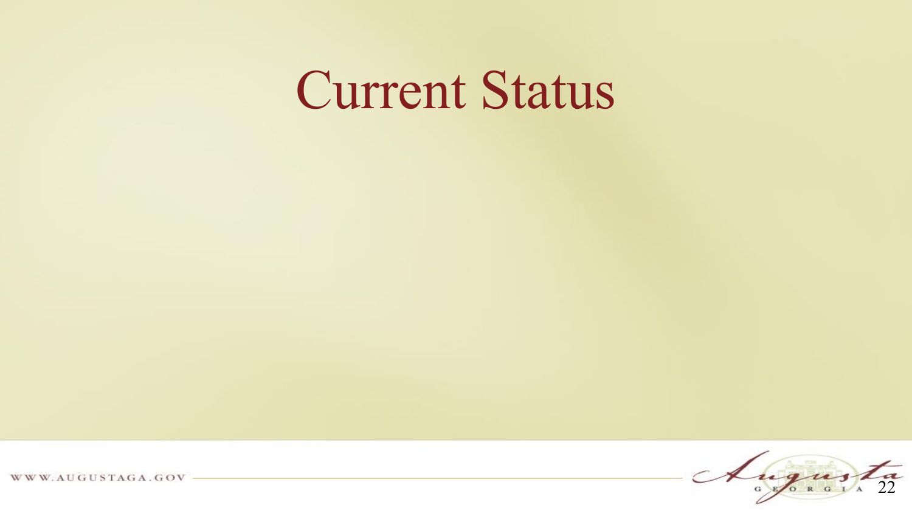# Current Status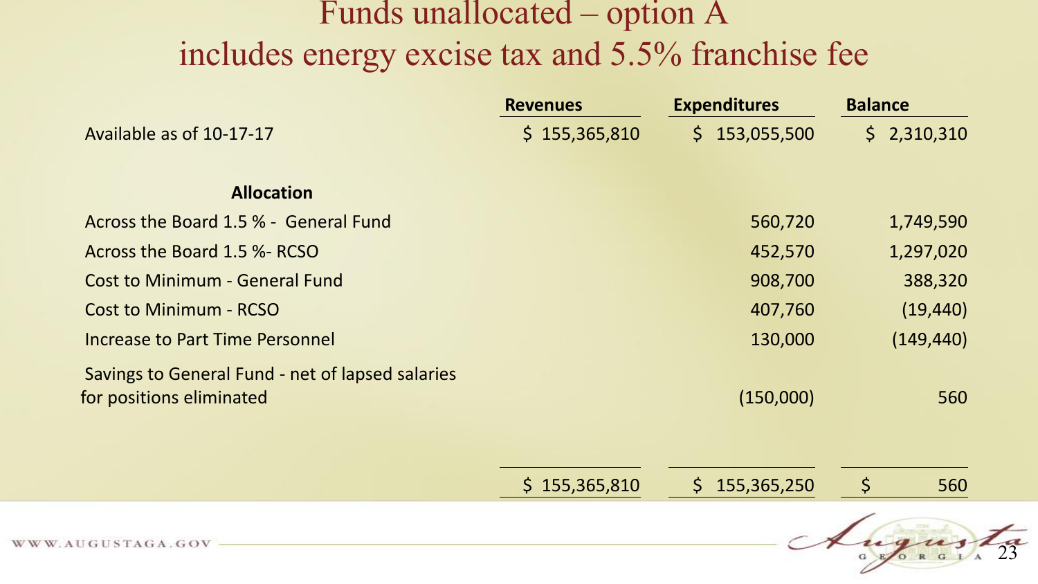# Funds unallocated – option A
## includes energy excise tax and 5.5% franchise fee

| | Revenues | Expenditures | Balance |
|---|---|---|---|
| Available as of 10-17-17 | $ 155,365,810 | $ 153,055,500 | $ 2,310,310 |
| **Allocation** | | | |
| Across the Board 1.5 % - General Fund | | 560,720 | 1,749,590 |
| Across the Board 1.5 %- RCSO | | 452,570 | 1,297,020 |
| Cost to Minimum - General Fund | | 908,700 | 388,320 |
| Cost to Minimum - RCSO | | 407,760 | (19,440) |
| Increase to Part Time Personnel | | 130,000 | (149,440) |
| Savings to General Fund - net of lapsed salaries for positions eliminated | | (150,000) | 560 |
| | $ 155,365,810 | $ 155,365,250 | $ 560 |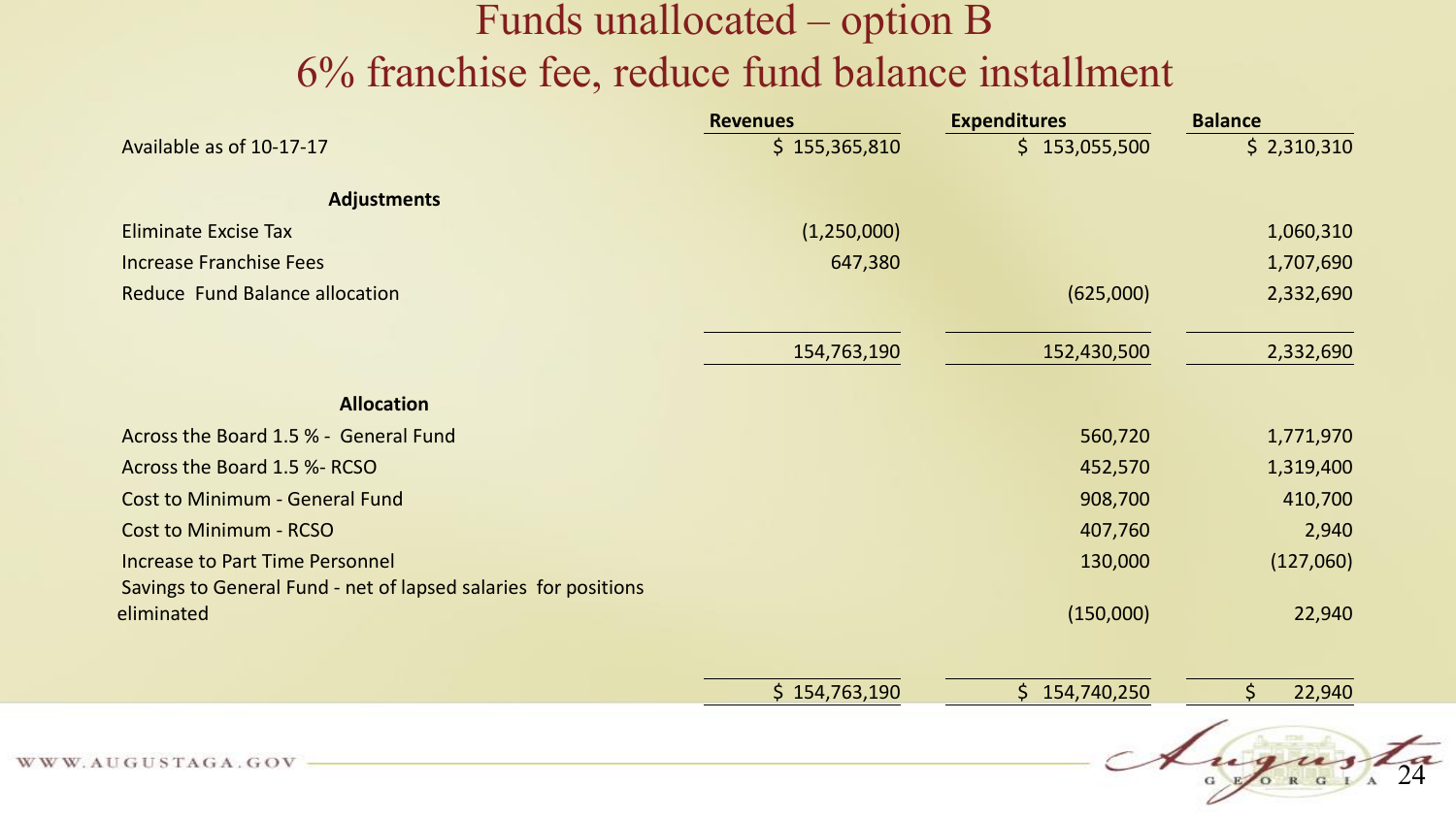# Funds unallocated – option B
## 6% franchise fee, reduce fund balance installment

| | Revenues | Expenditures | Balance |
|---|---|---|---|
| Available as of 10-17-17 | $ 155,365,810 | $ 153,055,500 | $ 2,310,310 |
| **Adjustments** | | | |
| Eliminate Excise Tax | (1,250,000) | | 1,060,310 |
| Increase Franchise Fees | 647,380 | | 1,707,690 |
| Reduce Fund Balance allocation | | (625,000) | 2,332,690 |
| | 154,763,190 | 152,430,500 | 2,332,690 |
| **Allocation** | | | |
| Across the Board 1.5 % - General Fund | | 560,720 | 1,771,970 |
| Across the Board 1.5 %- RCSO | | 452,570 | 1,319,400 |
| Cost to Minimum - General Fund | | 908,700 | 410,700 |
| Cost to Minimum - RCSO | | 407,760 | 2,940 |
| Increase to Part Time Personnel | | 130,000 | (127,060) |
| Savings to General Fund - net of lapsed salaries for positions eliminated | | (150,000) | 22,940 |
| | $ 154,763,190 | $ 154,740,250 | $ 22,940 |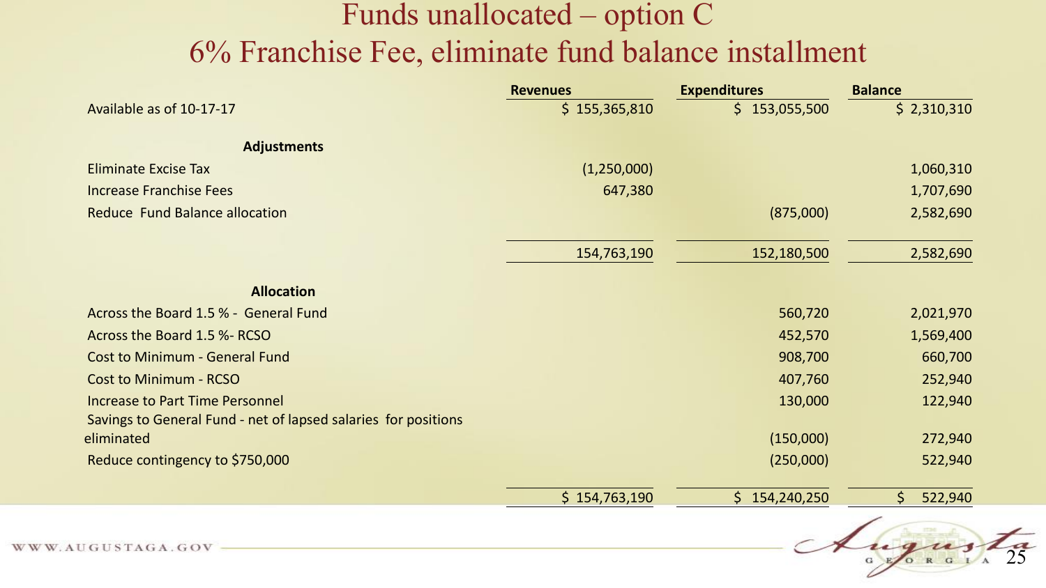# Funds unallocated – option C
## 6% Franchise Fee, eliminate fund balance installment

| | Revenues | Expenditures | Balance |
|---|---|---|---|
| Available as of 10-17-17 | $ 155,365,810 | $ 153,055,500 | $ 2,310,310 |
| **Adjustments** | | | |
| Eliminate Excise Tax | (1,250,000) | | 1,060,310 |
| Increase Franchise Fees | 647,380 | | 1,707,690 |
| Reduce Fund Balance allocation | | (875,000) | 2,582,690 |
| | 154,763,190 | 152,180,500 | 2,582,690 |
| **Allocation** | | | |
| Across the Board 1.5 % - General Fund | | 560,720 | 2,021,970 |
| Across the Board 1.5 %- RCSO | | 452,570 | 1,569,400 |
| Cost to Minimum - General Fund | | 908,700 | 660,700 |
| Cost to Minimum - RCSO | | 407,760 | 252,940 |
| Increase to Part Time Personnel | | 130,000 | 122,940 |
| Savings to General Fund - net of lapsed salaries for positions eliminated | | (150,000) | 272,940 |
| Reduce contingency to $750,000 | | (250,000) | 522,940 |
| | $ 154,763,190 | $ 154,240,250 | $ 522,940 |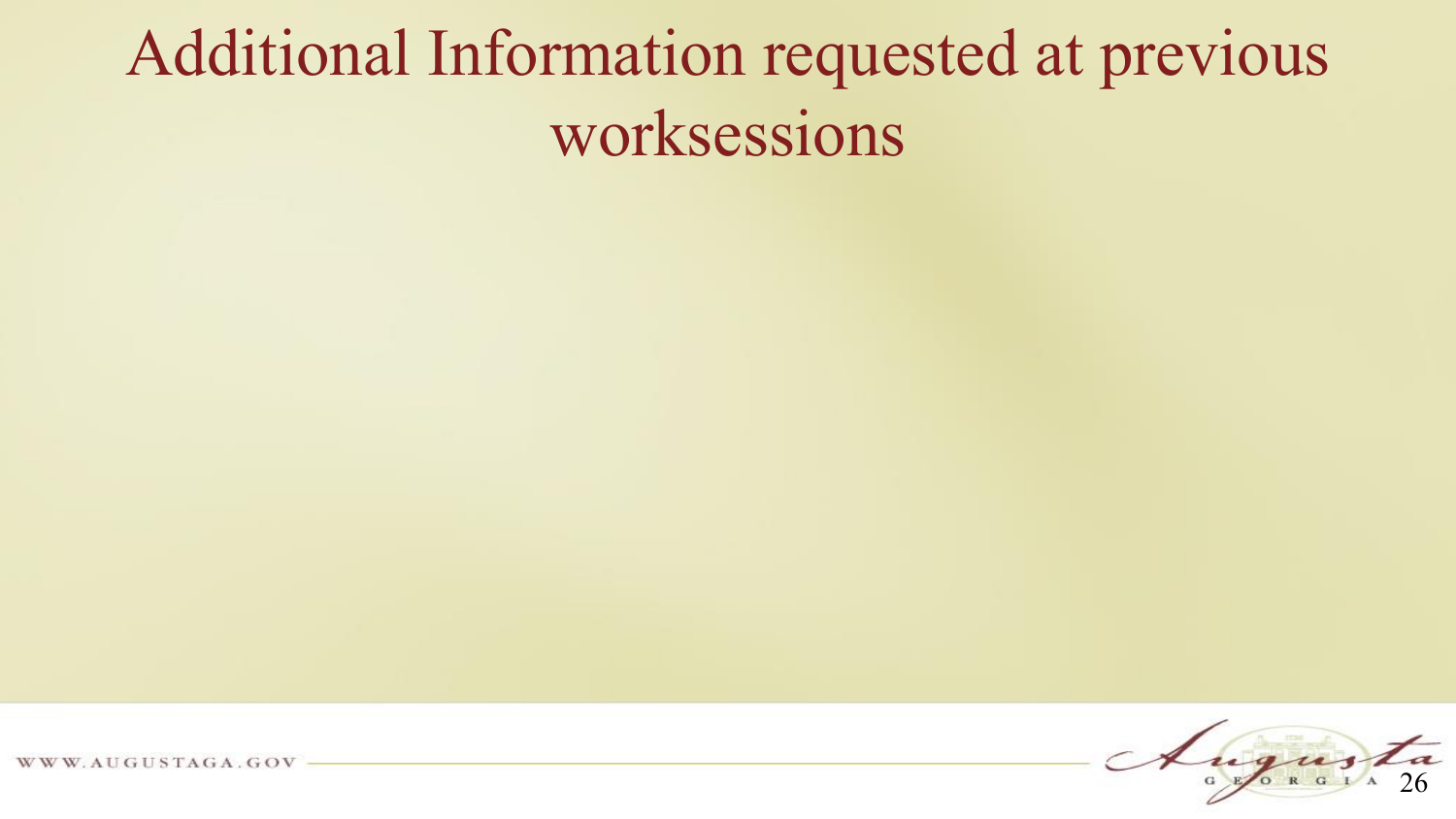# Additional Information requested at previous worksessions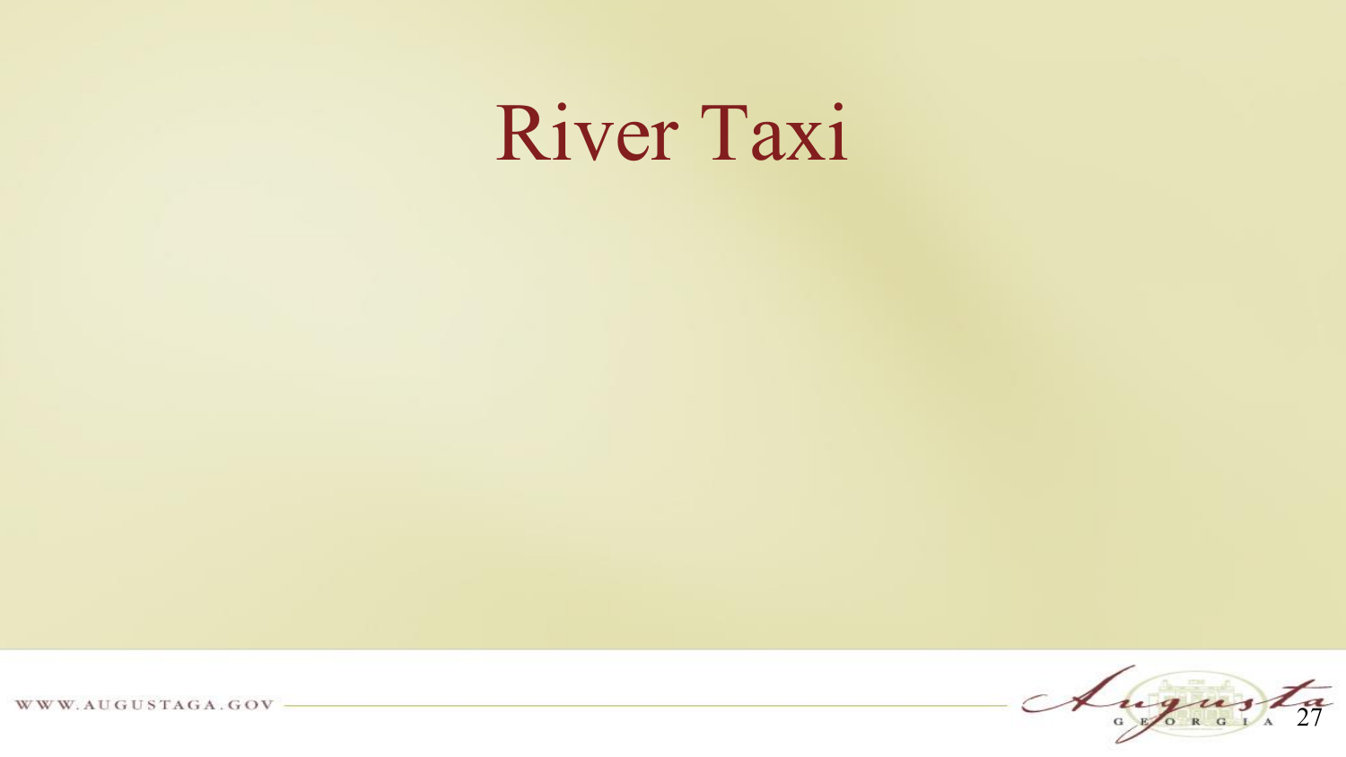# River Taxi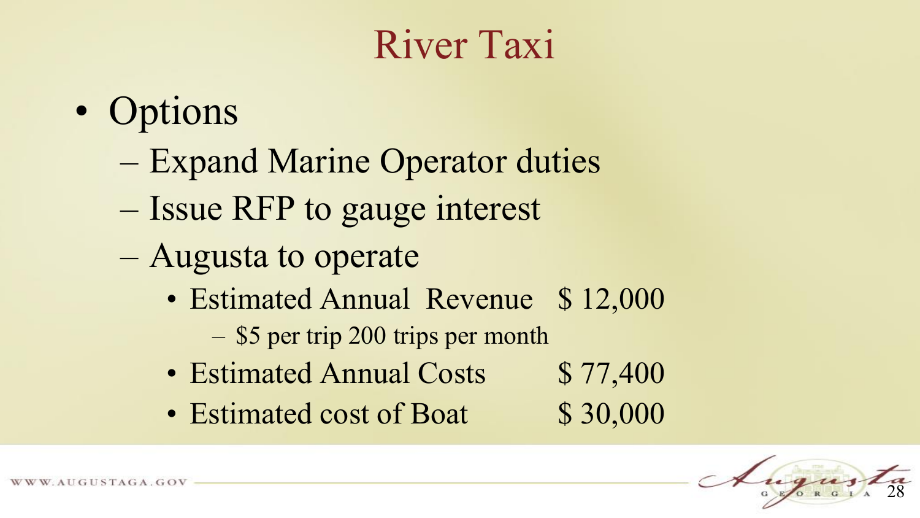# River Taxi

- Options
  - Expand Marine Operator duties
  - Issue RFP to gauge interest
  - Augusta to operate
    - Estimated Annual Revenue $ 12,000
      - $5 per trip 200 trips per month
    - Estimated Annual Costs $ 77,400
    - Estimated cost of Boat $ 30,000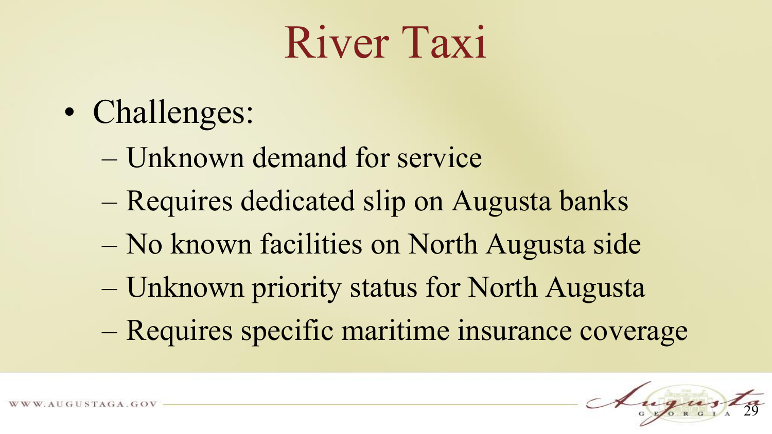# River Taxi

- Challenges:
  - Unknown demand for service
  - Requires dedicated slip on Augusta banks
  - No known facilities on North Augusta side
  - Unknown priority status for North Augusta
  - Requires specific maritime insurance coverage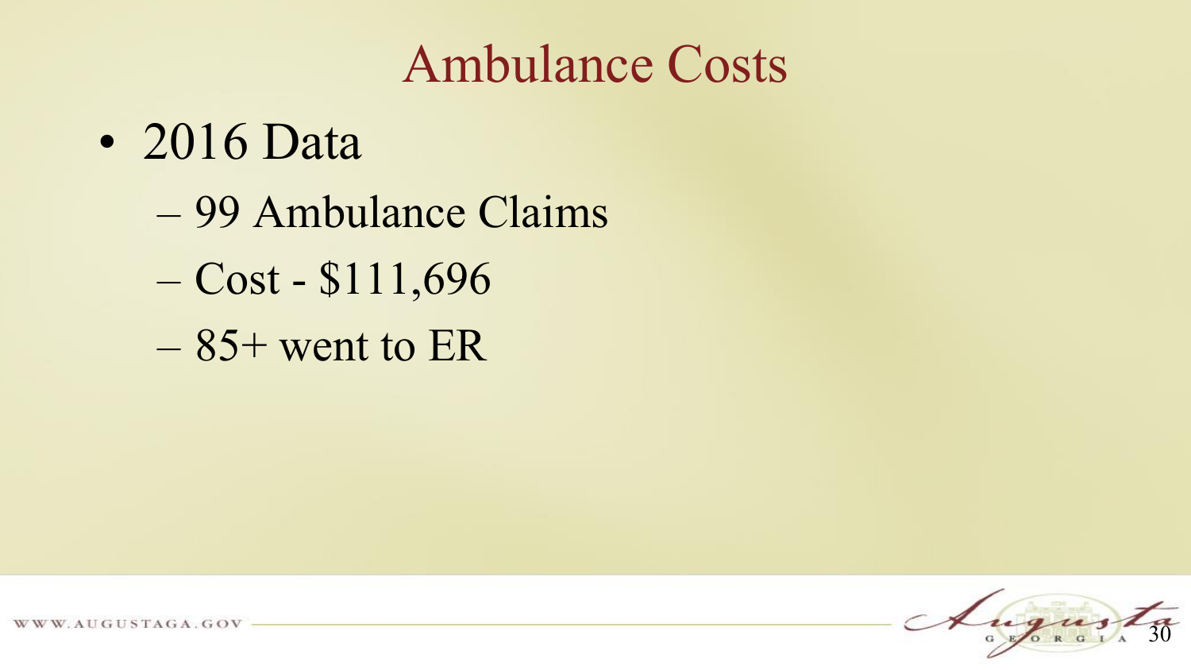# Ambulance Costs

- 2016 Data
  - 99 Ambulance Claims
  - Cost - $111,696
  - 85+ went to ER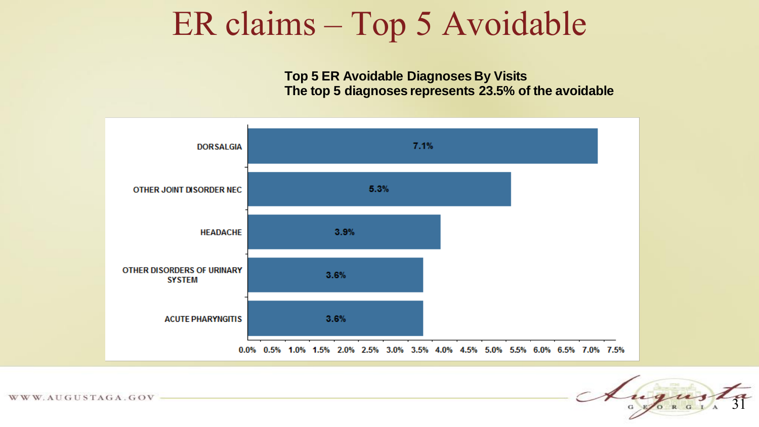# ER claims – Top 5 Avoidable

**Top 5 ER Avoidable Diagnoses By Visits**
**The top 5 diagnoses represents 23.5% of the avoidable**

| Diagnosis | % of Visits |
| --- | --- |
| DORSALGIA | 7.1% |
| OTHER JOINT DISORDER NEC | 5.3% |
| HEADACHE | 3.9% |
| OTHER DISORDERS OF URINARY SYSTEM | 3.6% |
| ACUTE PHARYNGITIS | 3.6% |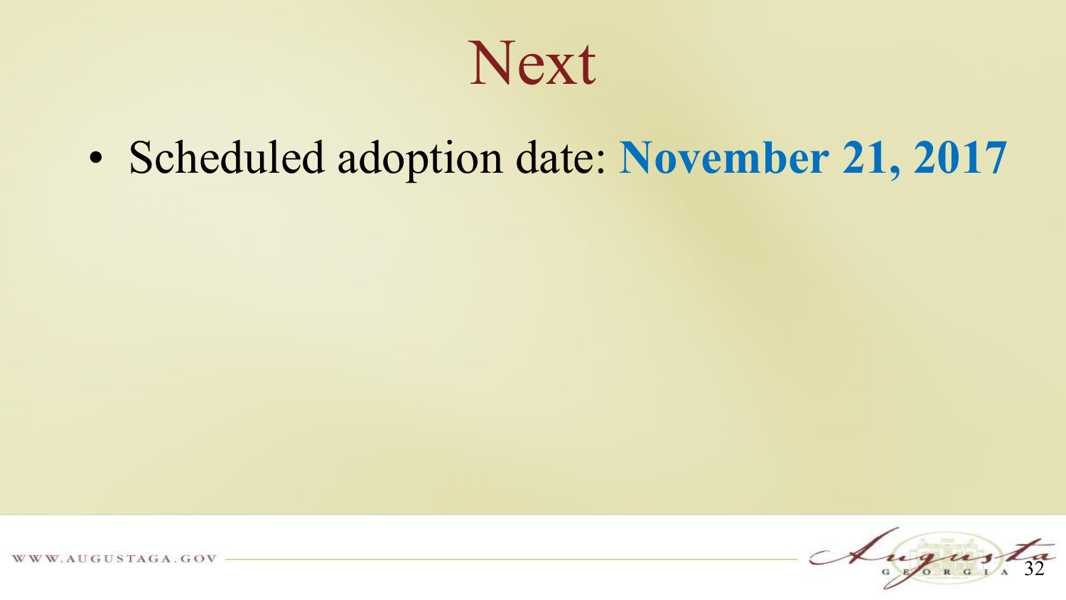# Next

- Scheduled adoption date: **November 21, 2017**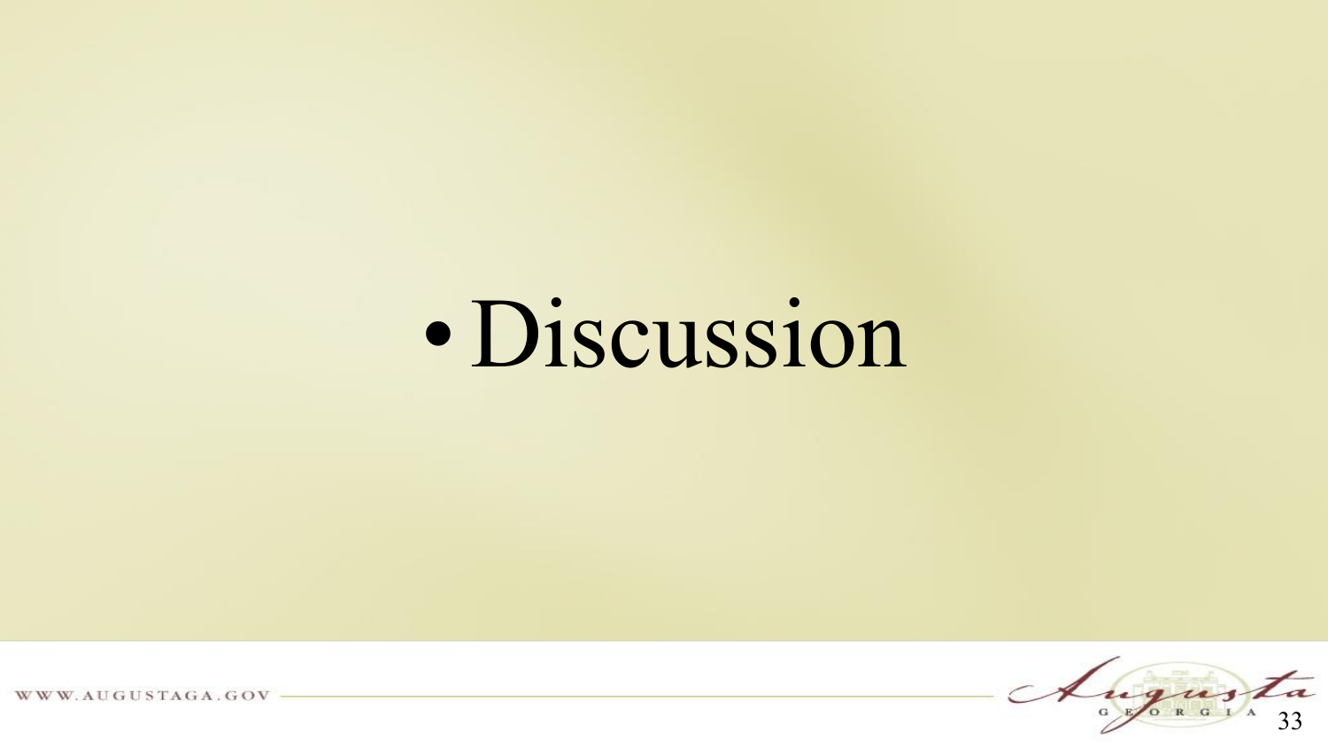- Discussion